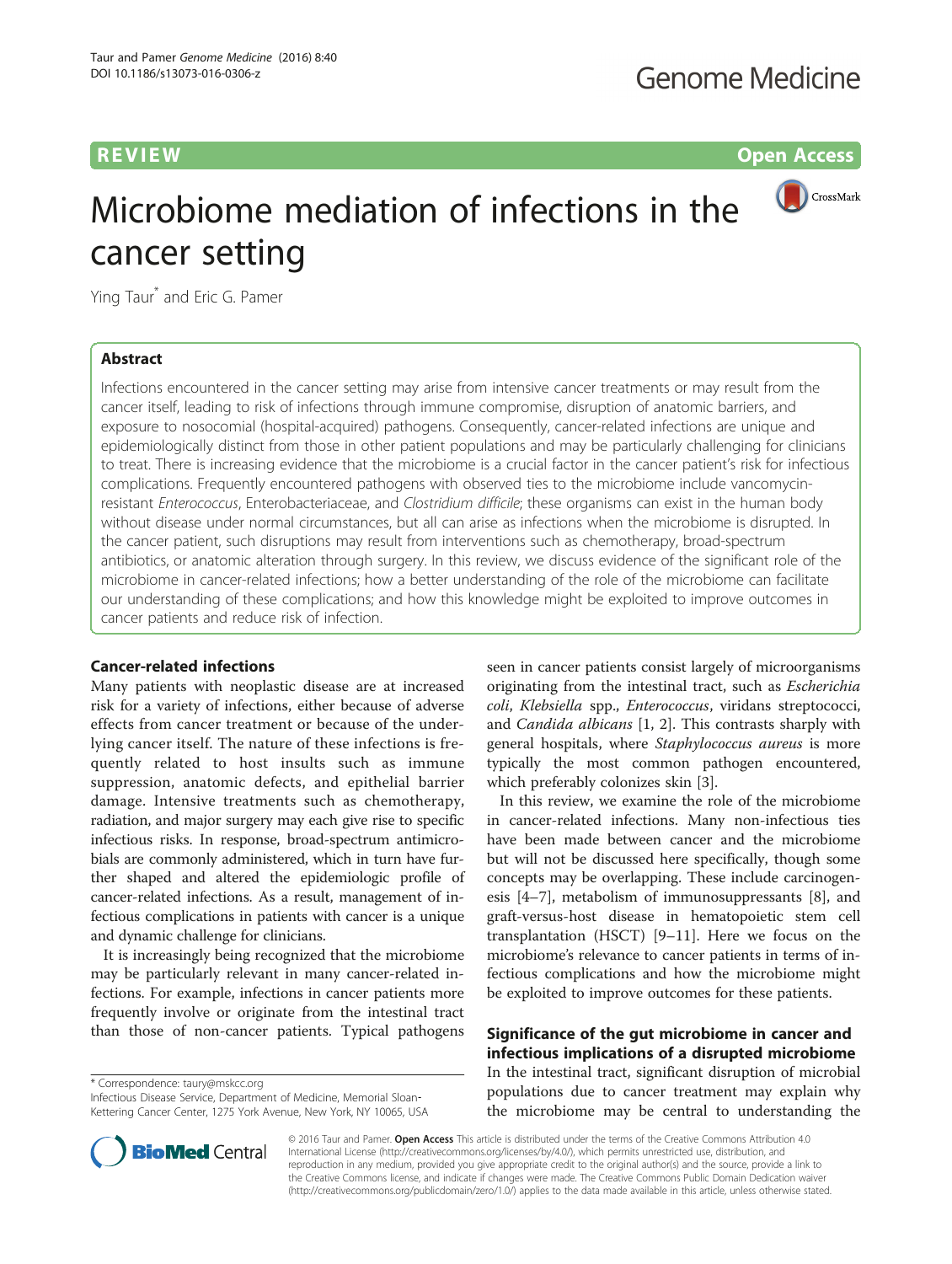REVIEW Open Access

# Microbiome mediation of infections in the cancer setting

Ying Taur* and Eric G. Pamer

## Abstract

Infections encountered in the cancer setting may arise from intensive cancer treatments or may result from the cancer itself, leading to risk of infections through immune compromise, disruption of anatomic barriers, and exposure to nosocomial (hospital-acquired) pathogens. Consequently, cancer-related infections are unique and epidemiologically distinct from those in other patient populations and may be particularly challenging for clinicians to treat. There is increasing evidence that the microbiome is a crucial factor in the cancer patient's risk for infectious complications. Frequently encountered pathogens with observed ties to the microbiome include vancomycin-resistant *Enterococcus*, Enterobacteriaceae, and *Clostridium difficile*; these organisms can exist in the human body without disease under normal circumstances, but all can arise as infections when the microbiome is disrupted. In the cancer patient, such disruptions may result from interventions such as chemotherapy, broad-spectrum antibiotics, or anatomic alteration through surgery. In this review, we discuss evidence of the significant role of the microbiome in cancer-related infections; how a better understanding of the role of the microbiome can facilitate our understanding of these complications; and how this knowledge might be exploited to improve outcomes in cancer patients and reduce risk of infection.

## Cancer-related infections

Many patients with neoplastic disease are at increased risk for a variety of infections, either because of adverse effects from cancer treatment or because of the underlying cancer itself. The nature of these infections is frequently related to host insults such as immune suppression, anatomic defects, and epithelial barrier damage. Intensive treatments such as chemotherapy, radiation, and major surgery may each give rise to specific infectious risks. In response, broad-spectrum antimicrobials are commonly administered, which in turn have further shaped and altered the epidemiologic profile of cancer-related infections. As a result, management of infectious complications in patients with cancer is a unique and dynamic challenge for clinicians.

It is increasingly being recognized that the microbiome may be particularly relevant in many cancer-related infections. For example, infections in cancer patients more frequently involve or originate from the intestinal tract than those of non-cancer patients. Typical pathogens seen in cancer patients consist largely of microorganisms originating from the intestinal tract, such as *Escherichia coli*, *Klebsiella* spp., *Enterococcus*, viridans streptococci, and *Candida albicans* [1, 2]. This contrasts sharply with general hospitals, where *Staphylococcus aureus* is more typically the most common pathogen encountered, which preferably colonizes skin [3].

In this review, we examine the role of the microbiome in cancer-related infections. Many non-infectious ties have been made between cancer and the microbiome but will not be discussed here specifically, though some concepts may be overlapping. These include carcinogenesis [4–7], metabolism of immunosuppressants [8], and graft-versus-host disease in hematopoietic stem cell transplantation (HSCT) [9–11]. Here we focus on the microbiome's relevance to cancer patients in terms of infectious complications and how the microbiome might be exploited to improve outcomes for these patients.

## Significance of the gut microbiome in cancer and infectious implications of a disrupted microbiome

In the intestinal tract, significant disruption of microbial populations due to cancer treatment may explain why the microbiome may be central to understanding the

* Correspondence: taury@mskcc.org
Infectious Disease Service, Department of Medicine, Memorial Sloan-Kettering Cancer Center, 1275 York Avenue, New York, NY 10065, USA

© 2016 Taur and Pamer. **Open Access** This article is distributed under the terms of the Creative Commons Attribution 4.0 International License (http://creativecommons.org/licenses/by/4.0/), which permits unrestricted use, distribution, and reproduction in any medium, provided you give appropriate credit to the original author(s) and the source, provide a link to the Creative Commons license, and indicate if changes were made. The Creative Commons Public Domain Dedication waiver (http://creativecommons.org/publicdomain/zero/1.0/) applies to the data made available in this article, unless otherwise stated.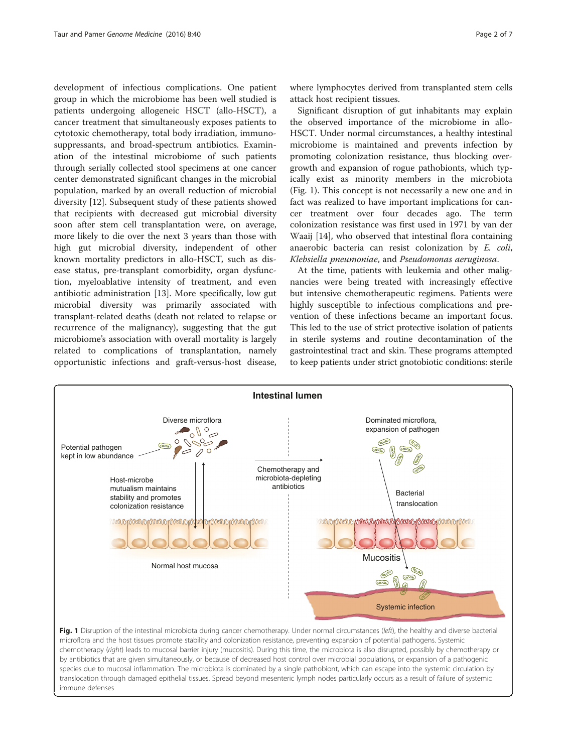development of infectious complications. One patient group in which the microbiome has been well studied is patients undergoing allogeneic HSCT (allo-HSCT), a cancer treatment that simultaneously exposes patients to cytotoxic chemotherapy, total body irradiation, immunosuppressants, and broad-spectrum antibiotics. Examination of the intestinal microbiome of such patients through serially collected stool specimens at one cancer center demonstrated significant changes in the microbial population, marked by an overall reduction of microbial diversity [12]. Subsequent study of these patients showed that recipients with decreased gut microbial diversity soon after stem cell transplantation were, on average, more likely to die over the next 3 years than those with high gut microbial diversity, independent of other known mortality predictors in allo-HSCT, such as disease status, pre-transplant comorbidity, organ dysfunction, myeloablative intensity of treatment, and even antibiotic administration [13]. More specifically, low gut microbial diversity was primarily associated with transplant-related deaths (death not related to relapse or recurrence of the malignancy), suggesting that the gut microbiome's association with overall mortality is largely related to complications of transplantation, namely opportunistic infections and graft-versus-host disease, where lymphocytes derived from transplanted stem cells attack host recipient tissues.

Significant disruption of gut inhabitants may explain the observed importance of the microbiome in allo-HSCT. Under normal circumstances, a healthy intestinal microbiome is maintained and prevents infection by promoting colonization resistance, thus blocking overgrowth and expansion of rogue pathobionts, which typically exist as minority members in the microbiota (Fig. 1). This concept is not necessarily a new one and in fact was realized to have important implications for cancer treatment over four decades ago. The term colonization resistance was first used in 1971 by van der Waaij [14], who observed that intestinal flora containing anaerobic bacteria can resist colonization by *E. coli*, *Klebsiella pneumoniae*, and *Pseudomonas aeruginosa*.

At the time, patients with leukemia and other malignancies were being treated with increasingly effective but intensive chemotherapeutic regimens. Patients were highly susceptible to infectious complications and prevention of these infections became an important focus. This led to the use of strict protective isolation of patients in sterile systems and routine decontamination of the gastrointestinal tract and skin. These programs attempted to keep patients under strict gnotobiotic conditions: sterile

Intestinal lumen

Diverse microflora

Potential pathogen kept in low abundance

Host-microbe mutualism maintains stability and promotes colonization resistance

Normal host mucosa

Chemotherapy and microbiota-depleting antibiotics

Dominated microflora, expansion of pathogen

Bacterial translocation

Mucositis

Systemic infection

**Fig. 1** Disruption of the intestinal microbiota during cancer chemotherapy. Under normal circumstances (*left*), the healthy and diverse bacterial microflora and the host tissues promote stability and colonization resistance, preventing expansion of potential pathogens. Systemic chemotherapy (*right*) leads to mucosal barrier injury (mucositis). During this time, the microbiota is also disrupted, possibly by chemotherapy or by antibiotics that are given simultaneously, or because of decreased host control over microbial populations, or expansion of a pathogenic species due to mucosal inflammation. The microbiota is dominated by a single pathobiont, which can escape into the systemic circulation by translocation through damaged epithelial tissues. Spread beyond mesenteric lymph nodes particularly occurs as a result of failure of systemic immune defenses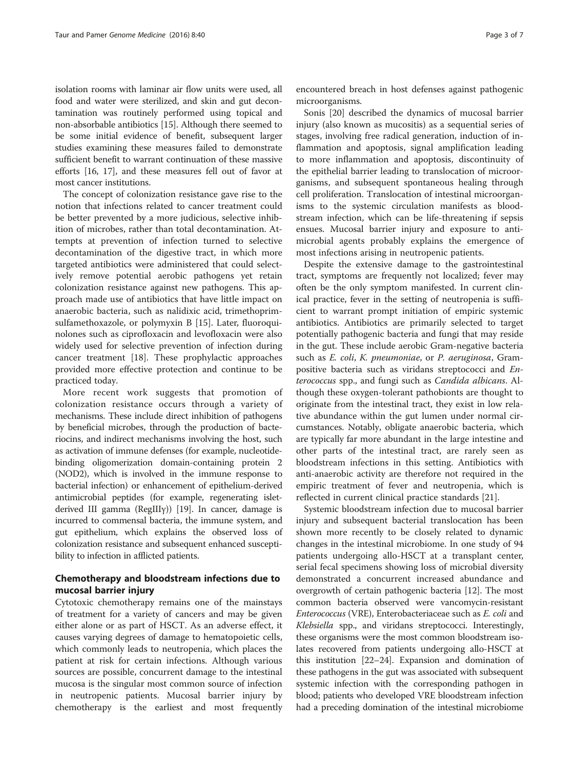isolation rooms with laminar air flow units were used, all food and water were sterilized, and skin and gut decontamination was routinely performed using topical and non-absorbable antibiotics [15]. Although there seemed to be some initial evidence of benefit, subsequent larger studies examining these measures failed to demonstrate sufficient benefit to warrant continuation of these massive efforts [16, 17], and these measures fell out of favor at most cancer institutions.

The concept of colonization resistance gave rise to the notion that infections related to cancer treatment could be better prevented by a more judicious, selective inhibition of microbes, rather than total decontamination. Attempts at prevention of infection turned to selective decontamination of the digestive tract, in which more targeted antibiotics were administered that could selectively remove potential aerobic pathogens yet retain colonization resistance against new pathogens. This approach made use of antibiotics that have little impact on anaerobic bacteria, such as nalidixic acid, trimethoprim-sulfamethoxazole, or polymyxin B [15]. Later, fluoroquinolones such as ciprofloxacin and levofloxacin were also widely used for selective prevention of infection during cancer treatment [18]. These prophylactic approaches provided more effective protection and continue to be practiced today.

More recent work suggests that promotion of colonization resistance occurs through a variety of mechanisms. These include direct inhibition of pathogens by beneficial microbes, through the production of bacteriocins, and indirect mechanisms involving the host, such as activation of immune defenses (for example, nucleotide-binding oligomerization domain-containing protein 2 (NOD2), which is involved in the immune response to bacterial infection) or enhancement of epithelium-derived antimicrobial peptides (for example, regenerating islet-derived III gamma (RegIIIγ)) [19]. In cancer, damage is incurred to commensal bacteria, the immune system, and gut epithelium, which explains the observed loss of colonization resistance and subsequent enhanced susceptibility to infection in afflicted patients.

## Chemotherapy and bloodstream infections due to mucosal barrier injury

Cytotoxic chemotherapy remains one of the mainstays of treatment for a variety of cancers and may be given either alone or as part of HSCT. As an adverse effect, it causes varying degrees of damage to hematopoietic cells, which commonly leads to neutropenia, which places the patient at risk for certain infections. Although various sources are possible, concurrent damage to the intestinal mucosa is the singular most common source of infection in neutropenic patients. Mucosal barrier injury by chemotherapy is the earliest and most frequently encountered breach in host defenses against pathogenic microorganisms.

Sonis [20] described the dynamics of mucosal barrier injury (also known as mucositis) as a sequential series of stages, involving free radical generation, induction of inflammation and apoptosis, signal amplification leading to more inflammation and apoptosis, discontinuity of the epithelial barrier leading to translocation of microorganisms, and subsequent spontaneous healing through cell proliferation. Translocation of intestinal microorganisms to the systemic circulation manifests as bloodstream infection, which can be life-threatening if sepsis ensues. Mucosal barrier injury and exposure to antimicrobial agents probably explains the emergence of most infections arising in neutropenic patients.

Despite the extensive damage to the gastrointestinal tract, symptoms are frequently not localized; fever may often be the only symptom manifested. In current clinical practice, fever in the setting of neutropenia is sufficient to warrant prompt initiation of empiric systemic antibiotics. Antibiotics are primarily selected to target potentially pathogenic bacteria and fungi that may reside in the gut. These include aerobic Gram-negative bacteria such as *E. coli*, *K. pneumoniae*, or *P. aeruginosa*, Gram-positive bacteria such as viridans streptococci and *Enterococcus* spp., and fungi such as *Candida albicans*. Although these oxygen-tolerant pathobionts are thought to originate from the intestinal tract, they exist in low relative abundance within the gut lumen under normal circumstances. Notably, obligate anaerobic bacteria, which are typically far more abundant in the large intestine and other parts of the intestinal tract, are rarely seen as bloodstream infections in this setting. Antibiotics with anti-anaerobic activity are therefore not required in the empiric treatment of fever and neutropenia, which is reflected in current clinical practice standards [21].

Systemic bloodstream infection due to mucosal barrier injury and subsequent bacterial translocation has been shown more recently to be closely related to dynamic changes in the intestinal microbiome. In one study of 94 patients undergoing allo-HSCT at a transplant center, serial fecal specimens showing loss of microbial diversity demonstrated a concurrent increased abundance and overgrowth of certain pathogenic bacteria [12]. The most common bacteria observed were vancomycin-resistant *Enterococcus* (VRE), Enterobacteriaceae such as *E. coli* and *Klebsiella* spp., and viridans streptococci. Interestingly, these organisms were the most common bloodstream isolates recovered from patients undergoing allo-HSCT at this institution [22–24]. Expansion and domination of these pathogens in the gut was associated with subsequent systemic infection with the corresponding pathogen in blood; patients who developed VRE bloodstream infection had a preceding domination of the intestinal microbiome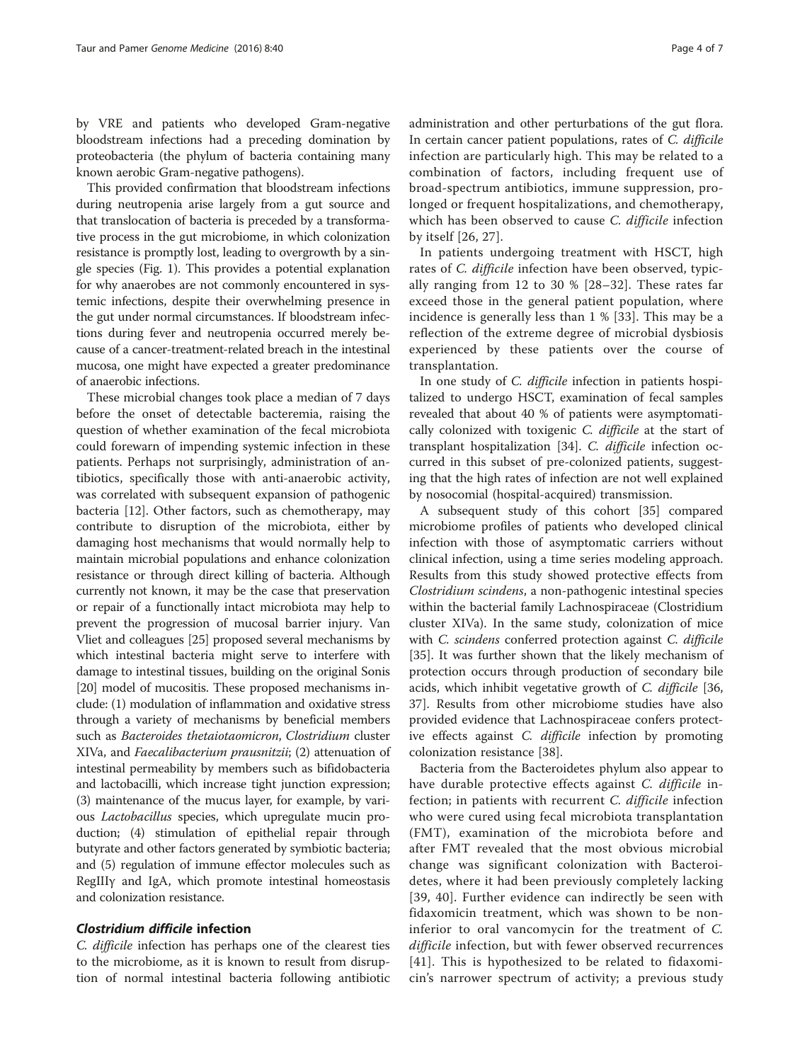by VRE and patients who developed Gram-negative bloodstream infections had a preceding domination by proteobacteria (the phylum of bacteria containing many known aerobic Gram-negative pathogens).

This provided confirmation that bloodstream infections during neutropenia arise largely from a gut source and that translocation of bacteria is preceded by a transformative process in the gut microbiome, in which colonization resistance is promptly lost, leading to overgrowth by a single species (Fig. 1). This provides a potential explanation for why anaerobes are not commonly encountered in systemic infections, despite their overwhelming presence in the gut under normal circumstances. If bloodstream infections during fever and neutropenia occurred merely because of a cancer-treatment-related breach in the intestinal mucosa, one might have expected a greater predominance of anaerobic infections.

These microbial changes took place a median of 7 days before the onset of detectable bacteremia, raising the question of whether examination of the fecal microbiota could forewarn of impending systemic infection in these patients. Perhaps not surprisingly, administration of antibiotics, specifically those with anti-anaerobic activity, was correlated with subsequent expansion of pathogenic bacteria [12]. Other factors, such as chemotherapy, may contribute to disruption of the microbiota, either by damaging host mechanisms that would normally help to maintain microbial populations and enhance colonization resistance or through direct killing of bacteria. Although currently not known, it may be the case that preservation or repair of a functionally intact microbiota may help to prevent the progression of mucosal barrier injury. Van Vliet and colleagues [25] proposed several mechanisms by which intestinal bacteria might serve to interfere with damage to intestinal tissues, building on the original Sonis [20] model of mucositis. These proposed mechanisms include: (1) modulation of inflammation and oxidative stress through a variety of mechanisms by beneficial members such as *Bacteroides thetaiotaomicron*, *Clostridium* cluster XIVa, and *Faecalibacterium prausnitzii*; (2) attenuation of intestinal permeability by members such as bifidobacteria and lactobacilli, which increase tight junction expression; (3) maintenance of the mucus layer, for example, by various *Lactobacillus* species, which upregulate mucin production; (4) stimulation of epithelial repair through butyrate and other factors generated by symbiotic bacteria; and (5) regulation of immune effector molecules such as RegIIIγ and IgA, which promote intestinal homeostasis and colonization resistance.

### *Clostridium difficile* infection

*C. difficile* infection has perhaps one of the clearest ties to the microbiome, as it is known to result from disruption of normal intestinal bacteria following antibiotic administration and other perturbations of the gut flora. In certain cancer patient populations, rates of *C. difficile* infection are particularly high. This may be related to a combination of factors, including frequent use of broad-spectrum antibiotics, immune suppression, prolonged or frequent hospitalizations, and chemotherapy, which has been observed to cause *C. difficile* infection by itself [26, 27].

In patients undergoing treatment with HSCT, high rates of *C. difficile* infection have been observed, typically ranging from 12 to 30 % [28–32]. These rates far exceed those in the general patient population, where incidence is generally less than 1 % [33]. This may be a reflection of the extreme degree of microbial dysbiosis experienced by these patients over the course of transplantation.

In one study of *C. difficile* infection in patients hospitalized to undergo HSCT, examination of fecal samples revealed that about 40 % of patients were asymptomatically colonized with toxigenic *C. difficile* at the start of transplant hospitalization [34]. *C. difficile* infection occurred in this subset of pre-colonized patients, suggesting that the high rates of infection are not well explained by nosocomial (hospital-acquired) transmission.

A subsequent study of this cohort [35] compared microbiome profiles of patients who developed clinical infection with those of asymptomatic carriers without clinical infection, using a time series modeling approach. Results from this study showed protective effects from *Clostridium scindens*, a non-pathogenic intestinal species within the bacterial family Lachnospiraceae (Clostridium cluster XIVa). In the same study, colonization of mice with *C. scindens* conferred protection against *C. difficile* [35]. It was further shown that the likely mechanism of protection occurs through production of secondary bile acids, which inhibit vegetative growth of *C. difficile* [36, 37]. Results from other microbiome studies have also provided evidence that Lachnospiraceae confers protective effects against *C. difficile* infection by promoting colonization resistance [38].

Bacteria from the Bacteroidetes phylum also appear to have durable protective effects against *C. difficile* infection; in patients with recurrent *C. difficile* infection who were cured using fecal microbiota transplantation (FMT), examination of the microbiota before and after FMT revealed that the most obvious microbial change was significant colonization with Bacteroidetes, where it had been previously completely lacking [39, 40]. Further evidence can indirectly be seen with fidaxomicin treatment, which was shown to be non-inferior to oral vancomycin for the treatment of *C. difficile* infection, but with fewer observed recurrences [41]. This is hypothesized to be related to fidaxomicin's narrower spectrum of activity; a previous study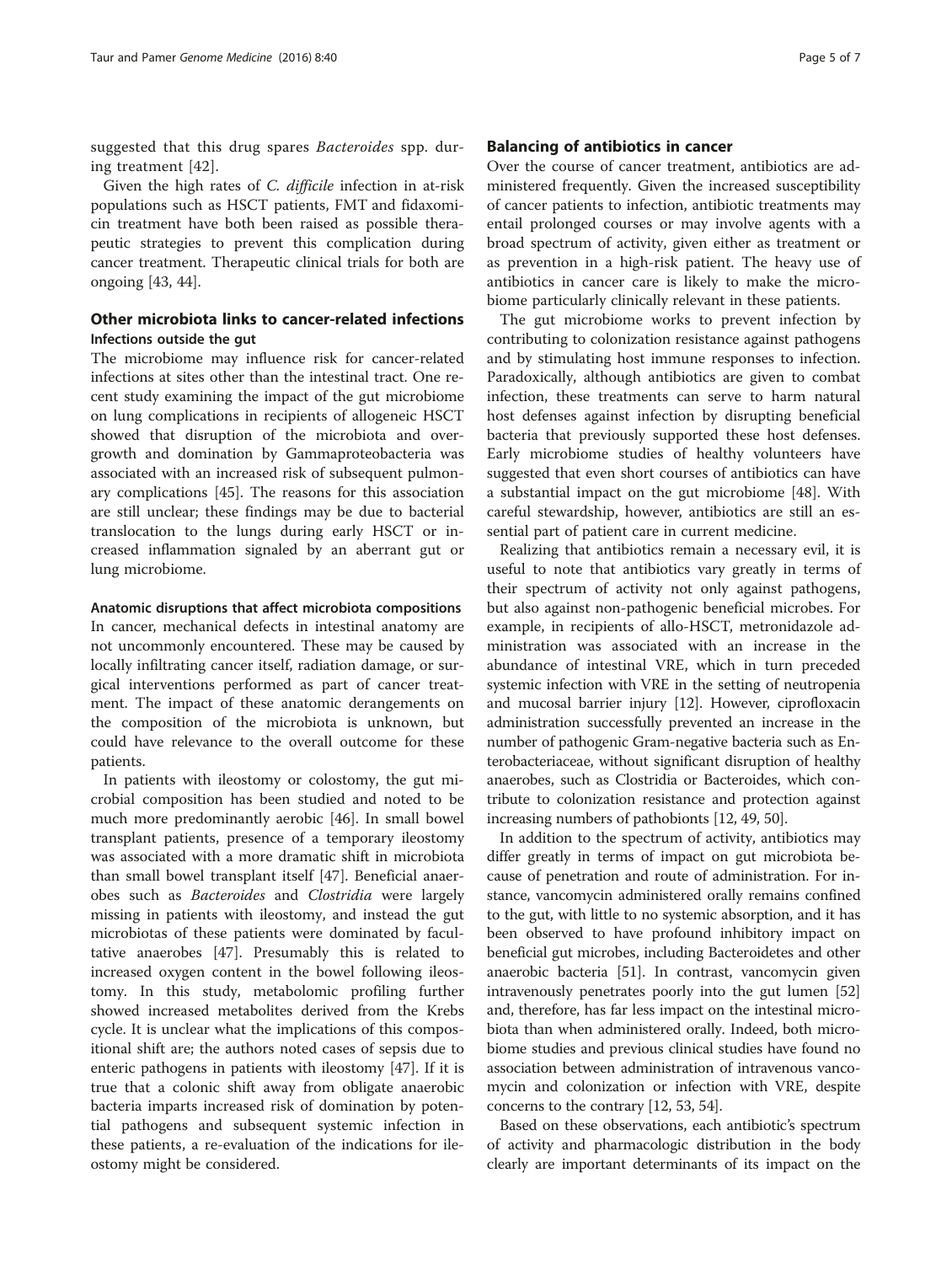suggested that this drug spares *Bacteroides* spp. during treatment [42].

Given the high rates of *C. difficile* infection in at-risk populations such as HSCT patients, FMT and fidaxomicin treatment have both been raised as possible therapeutic strategies to prevent this complication during cancer treatment. Therapeutic clinical trials for both are ongoing [43, 44].

## Other microbiota links to cancer-related infections

### Infections outside the gut

The microbiome may influence risk for cancer-related infections at sites other than the intestinal tract. One recent study examining the impact of the gut microbiome on lung complications in recipients of allogeneic HSCT showed that disruption of the microbiota and overgrowth and domination by Gammaproteobacteria was associated with an increased risk of subsequent pulmonary complications [45]. The reasons for this association are still unclear; these findings may be due to bacterial translocation to the lungs during early HSCT or increased inflammation signaled by an aberrant gut or lung microbiome.

### Anatomic disruptions that affect microbiota compositions

In cancer, mechanical defects in intestinal anatomy are not uncommonly encountered. These may be caused by locally infiltrating cancer itself, radiation damage, or surgical interventions performed as part of cancer treatment. The impact of these anatomic derangements on the composition of the microbiota is unknown, but could have relevance to the overall outcome for these patients.

In patients with ileostomy or colostomy, the gut microbial composition has been studied and noted to be much more predominantly aerobic [46]. In small bowel transplant patients, presence of a temporary ileostomy was associated with a more dramatic shift in microbiota than small bowel transplant itself [47]. Beneficial anaerobes such as *Bacteroides* and *Clostridia* were largely missing in patients with ileostomy, and instead the gut microbiotas of these patients were dominated by facultative anaerobes [47]. Presumably this is related to increased oxygen content in the bowel following ileostomy. In this study, metabolomic profiling further showed increased metabolites derived from the Krebs cycle. It is unclear what the implications of this compositional shift are; the authors noted cases of sepsis due to enteric pathogens in patients with ileostomy [47]. If it is true that a colonic shift away from obligate anaerobic bacteria imparts increased risk of domination by potential pathogens and subsequent systemic infection in these patients, a re-evaluation of the indications for ileostomy might be considered.

## Balancing of antibiotics in cancer

Over the course of cancer treatment, antibiotics are administered frequently. Given the increased susceptibility of cancer patients to infection, antibiotic treatments may entail prolonged courses or may involve agents with a broad spectrum of activity, given either as treatment or as prevention in a high-risk patient. The heavy use of antibiotics in cancer care is likely to make the microbiome particularly clinically relevant in these patients.

The gut microbiome works to prevent infection by contributing to colonization resistance against pathogens and by stimulating host immune responses to infection. Paradoxically, although antibiotics are given to combat infection, these treatments can serve to harm natural host defenses against infection by disrupting beneficial bacteria that previously supported these host defenses. Early microbiome studies of healthy volunteers have suggested that even short courses of antibiotics can have a substantial impact on the gut microbiome [48]. With careful stewardship, however, antibiotics are still an essential part of patient care in current medicine.

Realizing that antibiotics remain a necessary evil, it is useful to note that antibiotics vary greatly in terms of their spectrum of activity not only against pathogens, but also against non-pathogenic beneficial microbes. For example, in recipients of allo-HSCT, metronidazole administration was associated with an increase in the abundance of intestinal VRE, which in turn preceded systemic infection with VRE in the setting of neutropenia and mucosal barrier injury [12]. However, ciprofloxacin administration successfully prevented an increase in the number of pathogenic Gram-negative bacteria such as Enterobacteriaceae, without significant disruption of healthy anaerobes, such as Clostridia or Bacteroides, which contribute to colonization resistance and protection against increasing numbers of pathobionts [12, 49, 50].

In addition to the spectrum of activity, antibiotics may differ greatly in terms of impact on gut microbiota because of penetration and route of administration. For instance, vancomycin administered orally remains confined to the gut, with little to no systemic absorption, and it has been observed to have profound inhibitory impact on beneficial gut microbes, including Bacteroidetes and other anaerobic bacteria [51]. In contrast, vancomycin given intravenously penetrates poorly into the gut lumen [52] and, therefore, has far less impact on the intestinal microbiota than when administered orally. Indeed, both microbiome studies and previous clinical studies have found no association between administration of intravenous vancomycin and colonization or infection with VRE, despite concerns to the contrary [12, 53, 54].

Based on these observations, each antibiotic's spectrum of activity and pharmacologic distribution in the body clearly are important determinants of its impact on the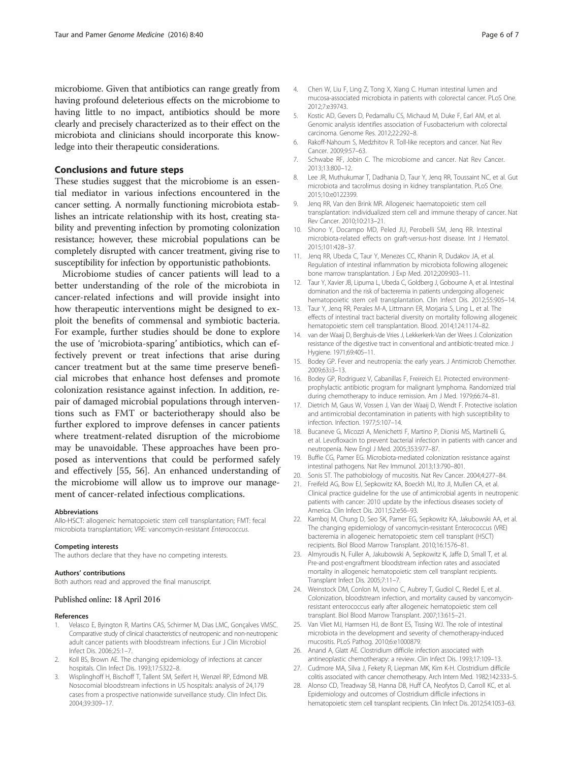microbiome. Given that antibiotics can range greatly from having profound deleterious effects on the microbiome to having little to no impact, antibiotics should be more clearly and precisely characterized as to their effect on the microbiota and clinicians should incorporate this knowledge into their therapeutic considerations.

## Conclusions and future steps

These studies suggest that the microbiome is an essential mediator in various infections encountered in the cancer setting. A normally functioning microbiota establishes an intricate relationship with its host, creating stability and preventing infection by promoting colonization resistance; however, these microbial populations can be completely disrupted with cancer treatment, giving rise to susceptibility for infection by opportunistic pathobionts.

Microbiome studies of cancer patients will lead to a better understanding of the role of the microbiota in cancer-related infections and will provide insight into how therapeutic interventions might be designed to exploit the benefits of commensal and symbiotic bacteria. For example, further studies should be done to explore the use of 'microbiota-sparing' antibiotics, which can effectively prevent or treat infections that arise during cancer treatment but at the same time preserve beneficial microbes that enhance host defenses and promote colonization resistance against infection. In addition, repair of damaged microbial populations through interventions such as FMT or bacteriotherapy should also be further explored to improve defenses in cancer patients where treatment-related disruption of the microbiome may be unavoidable. These approaches have been proposed as interventions that could be performed safely and effectively [55, 56]. An enhanced understanding of the microbiome will allow us to improve our management of cancer-related infectious complications.

#### Abbreviations

Allo-HSCT: allogeneic hematopoietic stem cell transplantation; FMT: fecal microbiota transplantation; VRE: vancomycin-resistant *Enterococcus*.

#### Competing interests

The authors declare that they have no competing interests.

#### Authors' contributions

Both authors read and approved the final manuscript.

#### Published online: 18 April 2016

#### References

1. Velasco E, Byington R, Martins CAS, Schirmer M, Dias LMC, Gonçalves VMSC. Comparative study of clinical characteristics of neutropenic and non-neutropenic adult cancer patients with bloodstream infections. Eur J Clin Microbiol Infect Dis. 2006;25:1–7.
2. Koll BS, Brown AE. The changing epidemiology of infections at cancer hospitals. Clin Infect Dis. 1993;17:S322–8.
3. Wisplinghoff H, Bischoff T, Tallent SM, Seifert H, Wenzel RP, Edmond MB. Nosocomial bloodstream infections in US hospitals: analysis of 24,179 cases from a prospective nationwide surveillance study. Clin Infect Dis. 2004;39:309–17.
4. Chen W, Liu F, Ling Z, Tong X, Xiang C. Human intestinal lumen and mucosa-associated microbiota in patients with colorectal cancer. PLoS One. 2012;7:e39743.
5. Kostic AD, Gevers D, Pedamallu CS, Michaud M, Duke F, Earl AM, et al. Genomic analysis identifies association of Fusobacterium with colorectal carcinoma. Genome Res. 2012;22:292–8.
6. Rakoff-Nahoum S, Medzhitov R. Toll-like receptors and cancer. Nat Rev Cancer. 2009;9:57–63.
7. Schwabe RF, Jobin C. The microbiome and cancer. Nat Rev Cancer. 2013;13:800–12.
8. Lee JR, Muthukumar T, Dadhania D, Taur Y, Jenq RR, Toussaint NC, et al. Gut microbiota and tacrolimus dosing in kidney transplantation. PLoS One. 2015;10:e0122399.
9. Jenq RR, Van den Brink MR. Allogeneic haematopoietic stem cell transplantation: individualized stem cell and immune therapy of cancer. Nat Rev Cancer. 2010;10:213–21.
10. Shono Y, Docampo MD, Peled JU, Perobelli SM, Jenq RR. Intestinal microbiota-related effects on graft-versus-host disease. Int J Hematol. 2015;101:428–37.
11. Jenq RR, Ubeda C, Taur Y, Menezes CC, Khanin R, Dudakov JA, et al. Regulation of intestinal inflammation by microbiota following allogeneic bone marrow transplantation. J Exp Med. 2012;209:903–11.
12. Taur Y, Xavier JB, Lipuma L, Ubeda C, Goldberg J, Gobourne A, et al. Intestinal domination and the risk of bacteremia in patients undergoing allogeneic hematopoietic stem cell transplantation. Clin Infect Dis. 2012;55:905–14.
13. Taur Y, Jenq RR, Perales M-A, Littmann ER, Morjaria S, Ling L, et al. The effects of intestinal tract bacterial diversity on mortality following allogeneic hematopoietic stem cell transplantation. Blood. 2014;124:1174–82.
14. van der Waaij D, Berghuis-de Vries J, Lekkerkerk-Van der Wees J. Colonization resistance of the digestive tract in conventional and antibiotic-treated mice. J Hygiene. 1971;69:405–11.
15. Bodey GP. Fever and neutropenia: the early years. J Antimicrob Chemother. 2009;63:i3–13.
16. Bodey GP, Rodriguez V, Cabanillas F, Freireich EJ. Protected environment-prophylactic antibiotic program for malignant lymphoma. Randomized trial during chemotherapy to induce remission. Am J Med. 1979;66:74–81.
17. Dietrich M, Gaus W, Vossen J, Van der Waaij D, Wendt F. Protective isolation and antimicrobial decontamination in patients with high susceptibility to infection. Infection. 1977;5:107–14.
18. Bucaneve G, Micozzi A, Menichetti F, Martino P, Dionisi MS, Martinelli G, et al. Levofloxacin to prevent bacterial infection in patients with cancer and neutropenia. New Engl J Med. 2005;353:977–87.
19. Buffie CG, Pamer EG. Microbiota-mediated colonization resistance against intestinal pathogens. Nat Rev Immunol. 2013;13:790–801.
20. Sonis ST. The pathobiology of mucositis. Nat Rev Cancer. 2004;4:277–84.
21. Freifeld AG, Bow EJ, Sepkowitz KA, Boeckh MJ, Ito JI, Mullen CA, et al. Clinical practice guideline for the use of antimicrobial agents in neutropenic patients with cancer: 2010 update by the infectious diseases society of America. Clin Infect Dis. 2011;52:e56–93.
22. Kamboj M, Chung D, Seo SK, Pamer EG, Sepkowitz KA, Jakubowski AA, et al. The changing epidemiology of vancomycin-resistant Enterococcus (VRE) bacteremia in allogeneic hematopoietic stem cell transplant (HSCT) recipients. Biol Blood Marrow Transplant. 2010;16:1576–81.
23. Almyroudis N, Fuller A, Jakubowski A, Sepkowitz K, Jaffe D, Small T, et al. Pre-and post-engraftment bloodstream infection rates and associated mortality in allogeneic hematopoietic stem cell transplant recipients. Transplant Infect Dis. 2005;7:11–7.
24. Weinstock DM, Conlon M, Iovino C, Aubrey T, Gudiol C, Riedel E, et al. Colonization, bloodstream infection, and mortality caused by vancomycin-resistant enterococcus early after allogeneic hematopoietic stem cell transplant. Biol Blood Marrow Transplant. 2007;13:615–21.
25. Van Vliet MJ, Harmsen HJ, de Bont ES, Tissing WJ. The role of intestinal microbiota in the development and severity of chemotherapy-induced mucositis. PLoS Pathog. 2010;6:e1000879.
26. Anand A, Glatt AE. Clostridium difficile infection associated with antineoplastic chemotherapy: a review. Clin Infect Dis. 1993;17:109–13.
27. Cudmore MA, Silva J, Fekety R, Liepman MK, Kim K-H. Clostridium difficile colitis associated with cancer chemotherapy. Arch Intern Med. 1982;142:333–5.
28. Alonso CD, Treadway SB, Hanna DB, Huff CA, Neofytos D, Carroll KC, et al. Epidemiology and outcomes of Clostridium difficile infections in hematopoietic stem cell transplant recipients. Clin Infect Dis. 2012;54:1053–63.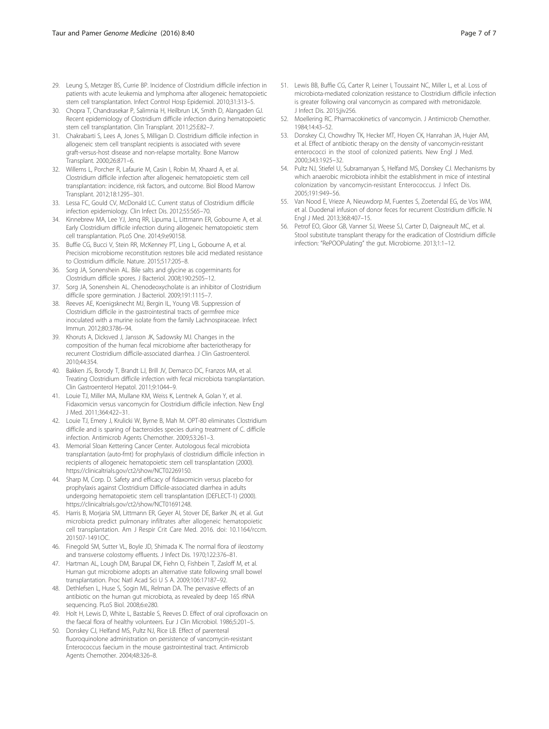29. Leung S, Metzger BS, Currie BP. Incidence of Clostridium difficile infection in patients with acute leukemia and lymphoma after allogeneic hematopoietic stem cell transplantation. Infect Control Hosp Epidemiol. 2010;31:313–5.
30. Chopra T, Chandrasekar P, Salimnia H, Heilbrun LK, Smith D, Alangaden GJ. Recent epidemiology of Clostridium difficile infection during hematopoietic stem cell transplantation. Clin Transplant. 2011;25:E82–7.
31. Chakrabarti S, Lees A, Jones S, Milligan D. Clostridium difficile infection in allogeneic stem cell transplant recipients is associated with severe graft-versus-host disease and non-relapse mortality. Bone Marrow Transplant. 2000;26:871–6.
32. Willems L, Porcher R, Lafaurie M, Casin I, Robin M, Xhaard A, et al. Clostridium difficile infection after allogeneic hematopoietic stem cell transplantation: incidence, risk factors, and outcome. Biol Blood Marrow Transplant. 2012;18:1295–301.
33. Lessa FC, Gould CV, McDonald LC. Current status of Clostridium difficile infection epidemiology. Clin Infect Dis. 2012;55:S65–70.
34. Kinnebrew MA, Lee YJ, Jenq RR, Lipuma L, Littmann ER, Gobourne A, et al. Early Clostridium difficile infection during allogeneic hematopoietic stem cell transplantation. PLoS One. 2014;9:e90158.
35. Buffie CG, Bucci V, Stein RR, McKenney PT, Ling L, Gobourne A, et al. Precision microbiome reconstitution restores bile acid mediated resistance to Clostridium difficile. Nature. 2015;517:205–8.
36. Sorg JA, Sonenshein AL. Bile salts and glycine as cogerminants for Clostridium difficile spores. J Bacteriol. 2008;190:2505–12.
37. Sorg JA, Sonenshein AL. Chenodeoxycholate is an inhibitor of Clostridium difficile spore germination. J Bacteriol. 2009;191:1115–7.
38. Reeves AE, Koenigsknecht MJ, Bergin IL, Young VB. Suppression of Clostridium difficile in the gastrointestinal tracts of germfree mice inoculated with a murine isolate from the family Lachnospiraceae. Infect Immun. 2012;80:3786–94.
39. Khoruts A, Dicksved J, Jansson JK, Sadowsky MJ. Changes in the composition of the human fecal microbiome after bacteriotherapy for recurrent Clostridium difficile-associated diarrhea. J Clin Gastroenterol. 2010;44:354.
40. Bakken JS, Borody T, Brandt LJ, Brill JV, Demarco DC, Franzos MA, et al. Treating Clostridium difficile infection with fecal microbiota transplantation. Clin Gastroenterol Hepatol. 2011;9:1044–9.
41. Louie TJ, Miller MA, Mullane KM, Weiss K, Lentnek A, Golan Y, et al. Fidaxomicin versus vancomycin for Clostridium difficile infection. New Engl J Med. 2011;364:422–31.
42. Louie TJ, Emery J, Krulicki W, Byrne B, Mah M. OPT-80 eliminates Clostridium difficile and is sparing of bacteroides species during treatment of C. difficile infection. Antimicrob Agents Chemother. 2009;53:261–3.
43. Memorial Sloan Kettering Cancer Center. Autologous fecal microbiota transplantation (auto-fmt) for prophylaxis of clostridium difficile infection in recipients of allogeneic hematopoietic stem cell transplantation (2000). https://clinicaltrials.gov/ct2/show/NCT02269150.
44. Sharp M, Corp. D. Safety and efficacy of fidaxomicin versus placebo for prophylaxis against Clostridium Difficile-associated diarrhea in adults undergoing hematopoietic stem cell transplantation (DEFLECT-1) (2000). https://clinicaltrials.gov/ct2/show/NCT01691248.
45. Harris B, Morjaria SM, Littmann ER, Geyer AI, Stover DE, Barker JN, et al. Gut microbiota predict pulmonary infiltrates after allogeneic hematopoietic cell transplantation. Am J Respir Crit Care Med. 2016. doi: 10.1164/rccm.201507-1491OC.
46. Finegold SM, Sutter VL, Boyle JD, Shimada K. The normal flora of ileostomy and transverse colostomy effluents. J Infect Dis. 1970;122:376–81.
47. Hartman AL, Lough DM, Barupal DK, Fiehn O, Fishbein T, Zasloff M, et al. Human gut microbiome adopts an alternative state following small bowel transplantation. Proc Natl Acad Sci U S A. 2009;106:17187–92.
48. Dethlefsen L, Huse S, Sogin ML, Relman DA. The pervasive effects of an antibiotic on the human gut microbiota, as revealed by deep 16S rRNA sequencing. PLoS Biol. 2008;6:e280.
49. Holt H, Lewis D, White L, Bastable S, Reeves D. Effect of oral ciprofloxacin on the faecal flora of healthy volunteers. Eur J Clin Microbiol. 1986;5:201–5.
50. Donskey CJ, Helfand MS, Pultz NJ, Rice LB. Effect of parenteral fluoroquinolone administration on persistence of vancomycin-resistant Enterococcus faecium in the mouse gastrointestinal tract. Antimicrob Agents Chemother. 2004;48:326–8.
51. Lewis BB, Buffie CG, Carter R, Leiner I, Toussaint NC, Miller L, et al. Loss of microbiota-mediated colonization resistance to Clostridium difficile infection is greater following oral vancomycin as compared with metronidazole. J Infect Dis. 2015;jiv256.
52. Moellering RC. Pharmacokinetics of vancomycin. J Antimicrob Chemother. 1984;14:43–52.
53. Donskey CJ, Chowdhry TK, Hecker MT, Hoyen CK, Hanrahan JA, Hujer AM, et al. Effect of antibiotic therapy on the density of vancomycin-resistant enterococci in the stool of colonized patients. New Engl J Med. 2000;343:1925–32.
54. Pultz NJ, Stiefel U, Subramanyan S, Helfand MS, Donskey CJ. Mechanisms by which anaerobic microbiota inhibit the establishment in mice of intestinal colonization by vancomycin-resistant Enterococcus. J Infect Dis. 2005;191:949–56.
55. Van Nood E, Vrieze A, Nieuwdorp M, Fuentes S, Zoetendal EG, de Vos WM, et al. Duodenal infusion of donor feces for recurrent Clostridium difficile. N Engl J Med. 2013;368:407–15.
56. Petrof EO, Gloor GB, Vanner SJ, Weese SJ, Carter D, Daigneault MC, et al. Stool substitute transplant therapy for the eradication of Clostridium difficile infection: "RePOOPulating" the gut. Microbiome. 2013;1:1–12.